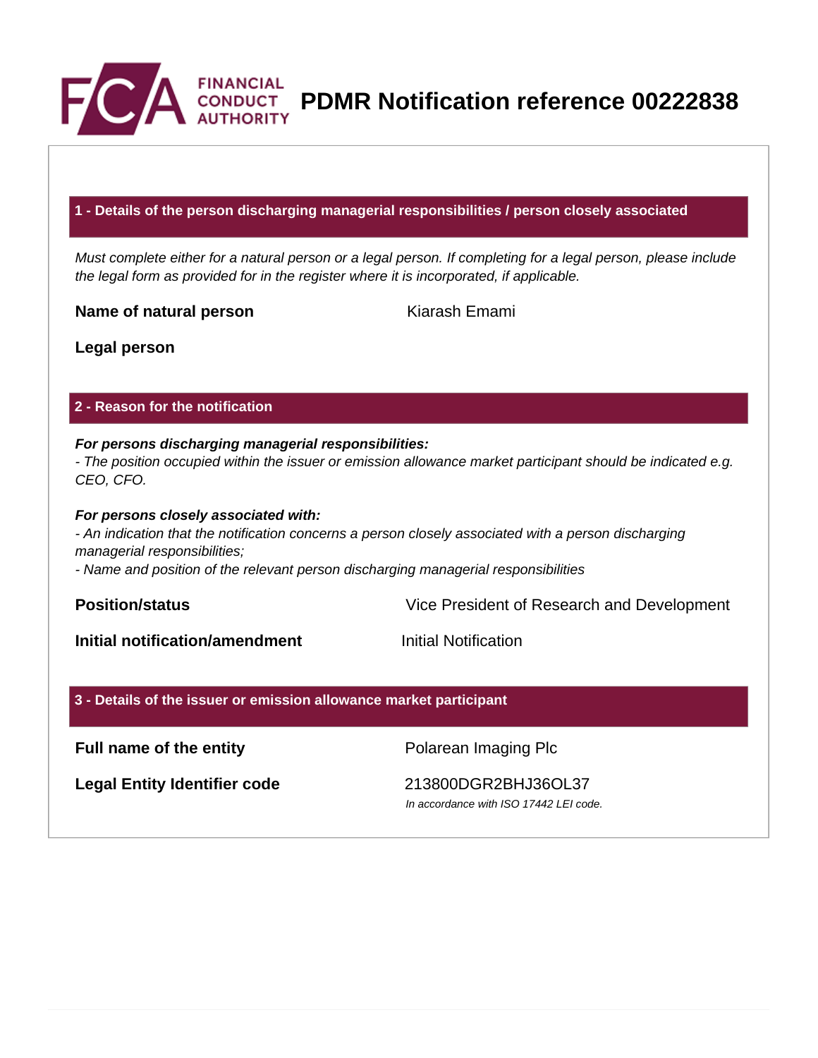# PDMR Notification reference 00222838

## 1 - Details of the person discharging managerial responsibilities / person closely associated

*Must complete either for a natural person or a legal person. If completing for a legal person, please include the legal form as provided for in the register where it is incorporated, if applicable.*

| | |
|---|---|
| **Name of natural person** | Kiarash Emami |
| **Legal person** | |

## 2 - Reason for the notification

***For persons discharging managerial responsibilities:***
*- The position occupied within the issuer or emission allowance market participant should be indicated e.g. CEO, CFO.*

***For persons closely associated with:***
*- An indication that the notification concerns a person closely associated with a person discharging managerial responsibilities;*
*- Name and position of the relevant person discharging managerial responsibilities*

| | |
|---|---|
| **Position/status** | Vice President of Research and Development |
| **Initial notification/amendment** | Initial Notification |

## 3 - Details of the issuer or emission allowance market participant

| | |
|---|---|
| **Full name of the entity** | Polarean Imaging Plc |
| **Legal Entity Identifier code** | 213800DGR2BHJ36OL37<br>*In accordance with ISO 17442 LEI code.* |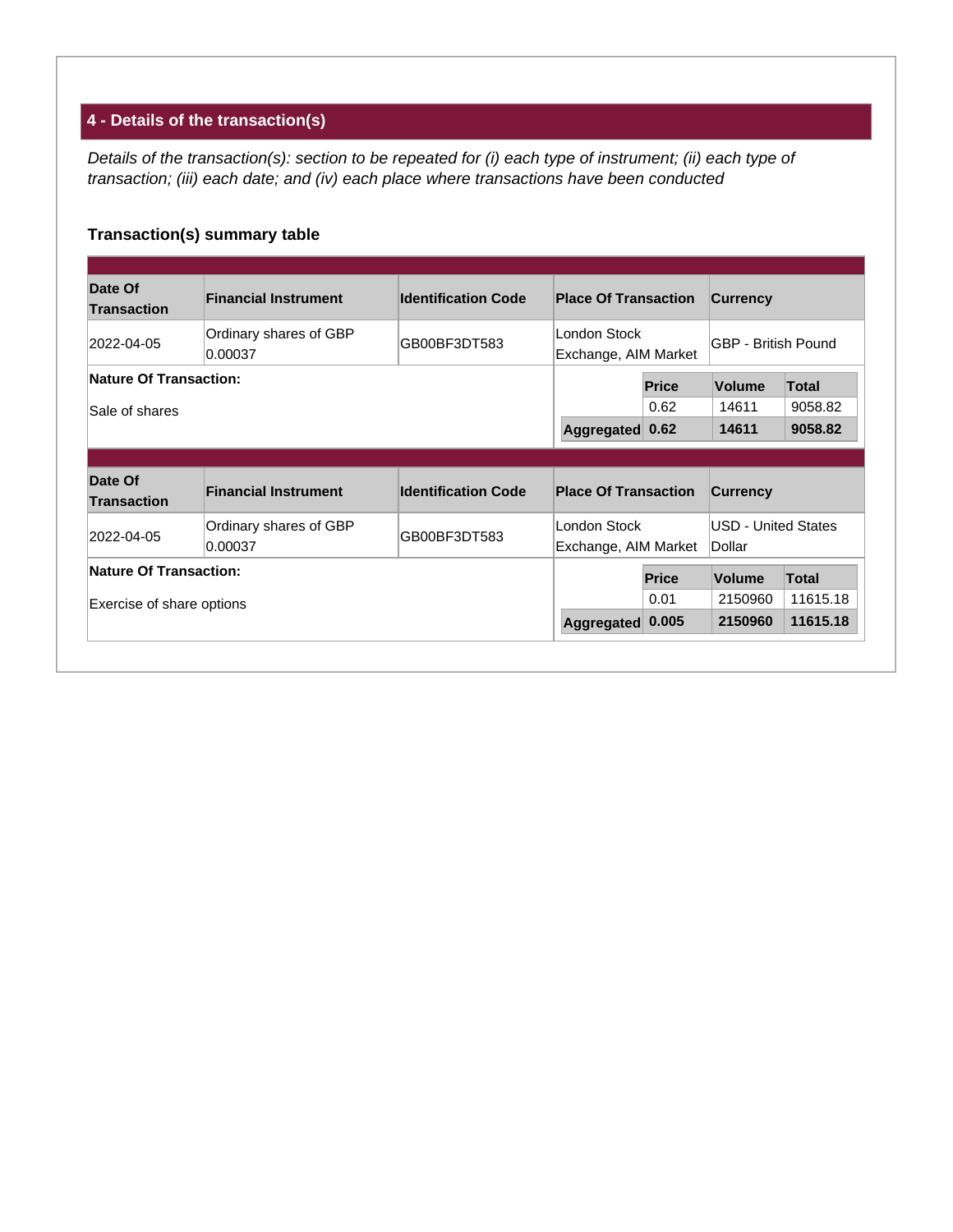## 4 - Details of the transaction(s)

*Details of the transaction(s): section to be repeated for (i) each type of instrument; (ii) each type of transaction; (iii) each date; and (iv) each place where transactions have been conducted*

### Transaction(s) summary table

| Date Of Transaction | Financial Instrument | Identification Code | Place Of Transaction | Currency |
|---|---|---|---|---|
| 2022-04-05 | Ordinary shares of GBP 0.00037 | GB00BF3DT583 | London Stock Exchange, AIM Market | GBP - British Pound |

**Nature Of Transaction:**

Sale of shares

| | Price | Volume | Total |
|---|---|---|---|
| | 0.62 | 14611 | 9058.82 |
| **Aggregated** | **0.62** | **14611** | **9058.82** |

| Date Of Transaction | Financial Instrument | Identification Code | Place Of Transaction | Currency |
|---|---|---|---|---|
| 2022-04-05 | Ordinary shares of GBP 0.00037 | GB00BF3DT583 | London Stock Exchange, AIM Market | USD - United States Dollar |

**Nature Of Transaction:**

Exercise of share options

| | Price | Volume | Total |
|---|---|---|---|
| | 0.01 | 2150960 | 11615.18 |
| **Aggregated** | **0.005** | **2150960** | **11615.18** |